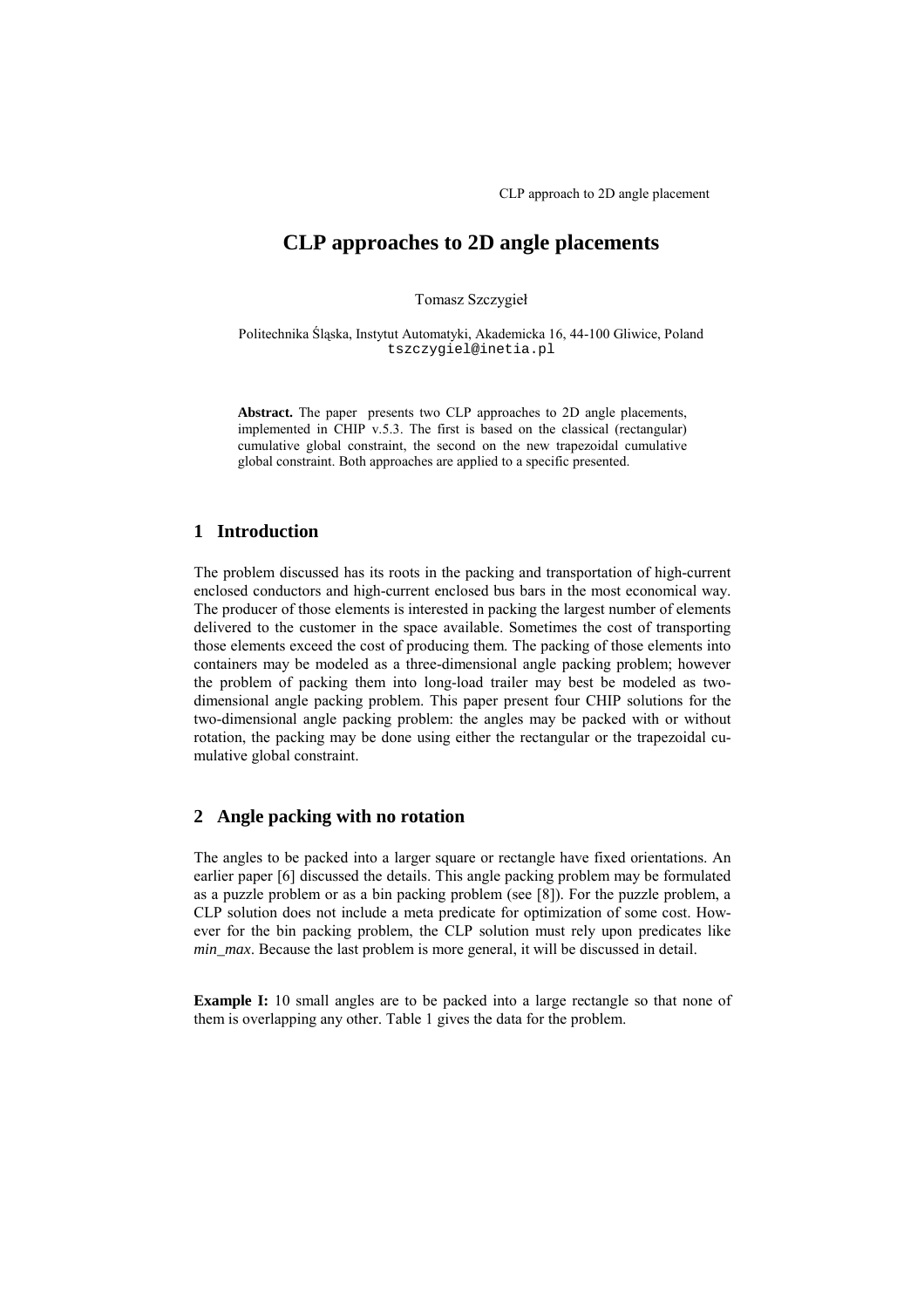# CLP approaches to 2D angle placements

Tomasz Szczygieł

Politechnika Śląska, Instytut Automatyki, Akademicka 16, 44-100 Gliwice, Poland
tszczygiel@inetia.pl

**Abstract.** The paper presents two CLP approaches to 2D angle placements, implemented in CHIP v.5.3. The first is based on the classical (rectangular) cumulative global constraint, the second on the new trapezoidal cumulative global constraint. Both approaches are applied to a specific presented.

## 1 Introduction

The problem discussed has its roots in the packing and transportation of high-current enclosed conductors and high-current enclosed bus bars in the most economical way. The producer of those elements is interested in packing the largest number of elements delivered to the customer in the space available. Sometimes the cost of transporting those elements exceed the cost of producing them. The packing of those elements into containers may be modeled as a three-dimensional angle packing problem; however the problem of packing them into long-load trailer may best be modeled as two-dimensional angle packing problem. This paper present four CHIP solutions for the two-dimensional angle packing problem: the angles may be packed with or without rotation, the packing may be done using either the rectangular or the trapezoidal cumulative global constraint.

## 2 Angle packing with no rotation

The angles to be packed into a larger square or rectangle have fixed orientations. An earlier paper [6] discussed the details. This angle packing problem may be formulated as a puzzle problem or as a bin packing problem (see [8]). For the puzzle problem, a CLP solution does not include a meta predicate for optimization of some cost. However for the bin packing problem, the CLP solution must rely upon predicates like *min_max*. Because the last problem is more general, it will be discussed in detail.

**Example I:** 10 small angles are to be packed into a large rectangle so that none of them is overlapping any other. Table 1 gives the data for the problem.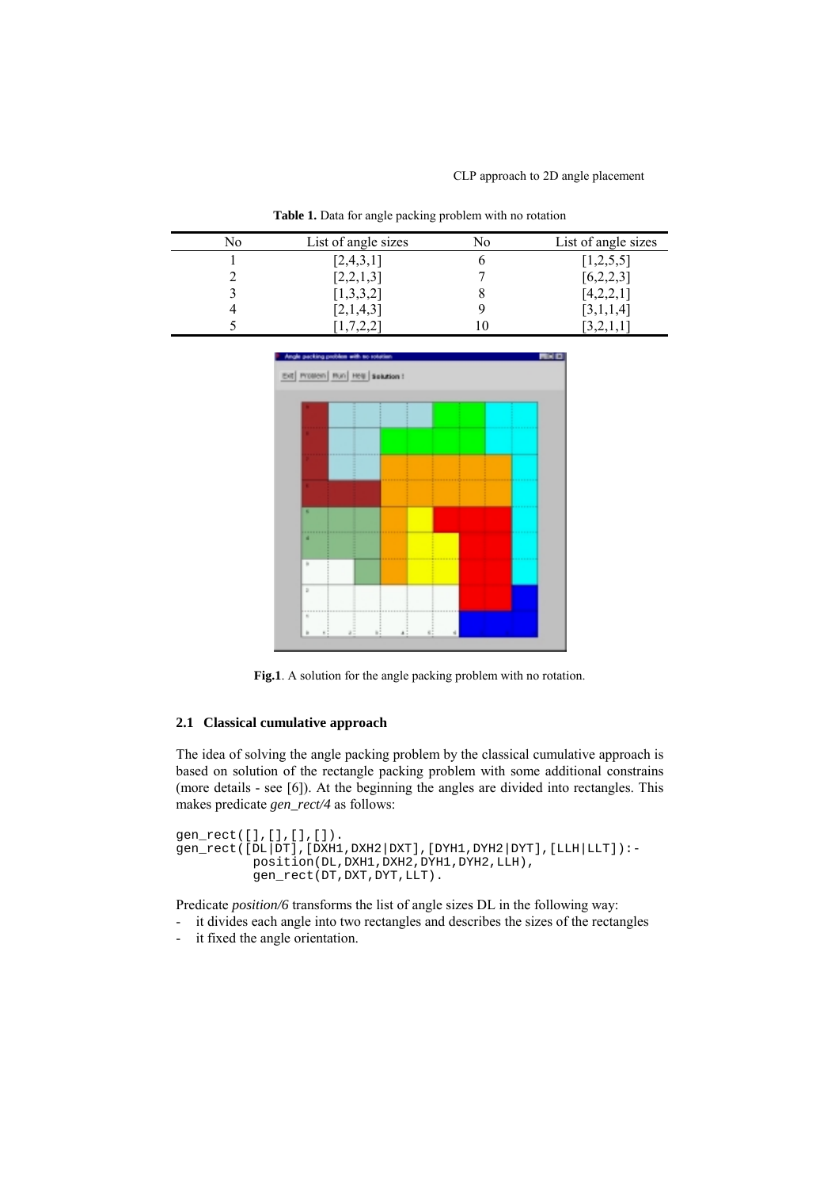**Table 1.** Data for angle packing problem with no rotation

| No | List of angle sizes | No | List of angle sizes |
|---|---|---|---|
| 1 | [2,4,3,1] | 6 | [1,2,5,5] |
| 2 | [2,2,1,3] | 7 | [6,2,2,3] |
| 3 | [1,3,3,2] | 8 | [4,2,2,1] |
| 4 | [2,1,4,3] | 9 | [3,1,1,4] |
| 5 | [1,7,2,2] | 10 | [3,2,1,1] |

**Fig.1**. A solution for the angle packing problem with no rotation.

### 2.1 Classical cumulative approach

The idea of solving the angle packing problem by the classical cumulative approach is based on solution of the rectangle packing problem with some additional constrains (more details - see [6]). At the beginning the angles are divided into rectangles. This makes predicate *gen_rect/4* as follows:

```
gen_rect([],[],[],[]).
gen_rect([DL|DT],[DXH1,DXH2|DXT],[DYH1,DYH2|DYT],[LLH|LLT]):-
          position(DL,DXH1,DXH2,DYH1,DYH2,LLH),
          gen_rect(DT,DXT,DYT,LLT).
```

Predicate *position/6* transforms the list of angle sizes DL in the following way:

- it divides each angle into two rectangles and describes the sizes of the rectangles
- it fixed the angle orientation.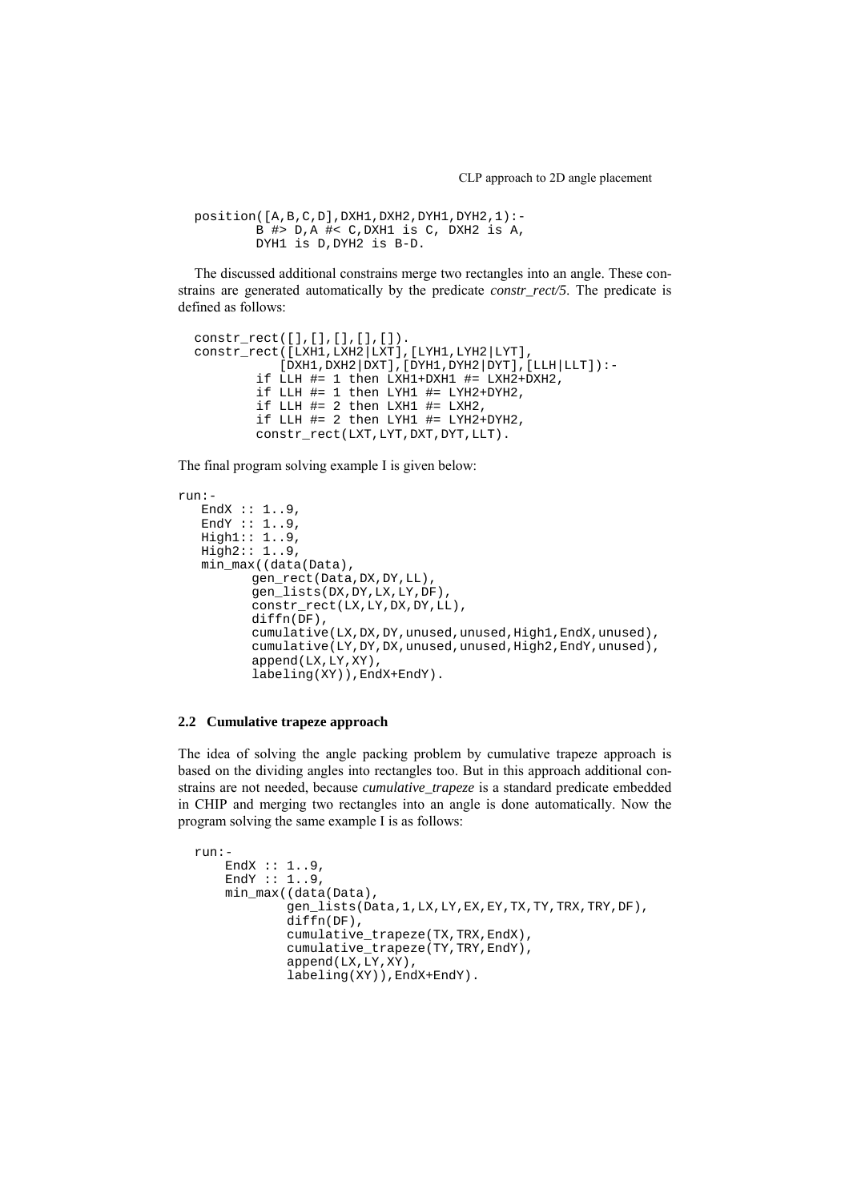```
position([A,B,C,D],DXH1,DXH2,DYH1,DYH2,1):-
        B #> D,A #< C,DXH1 is C, DXH2 is A,
        DYH1 is D,DYH2 is B-D.
```

The discussed additional constrains merge two rectangles into an angle. These constrains are generated automatically by the predicate *constr_rect/5*. The predicate is defined as follows:

```
constr_rect([],[],[],[],[]).
constr_rect([LXH1,LXH2|LXT],[LYH1,LYH2|LYT],
          [DXH1,DXH2|DXT],[DYH1,DYH2|DYT],[LLH|LLT]):-
        if LLH #= 1 then LXH1+DXH1 #= LXH2+DXH2,
        if LLH #= 1 then LYH1 #= LYH2+DYH2,
        if LLH #= 2 then LXH1 #= LXH2,
        if LLH #= 2 then LYH1 #= LYH2+DYH2,
        constr_rect(LXT,LYT,DXT,DYT,LLT).
```

The final program solving example I is given below:

```
run:-
   EndX :: 1..9,
   EndY :: 1..9,
   High1:: 1..9,
   High2:: 1..9,
   min_max((data(Data),
         gen_rect(Data,DX,DY,LL),
         gen_lists(DX,DY,LX,LY,DF),
         constr_rect(LX,LY,DX,DY,LL),
         diffn(DF),
         cumulative(LX,DX,DY,unused,unused,High1,EndX,unused),
         cumulative(LY,DY,DX,unused,unused,High2,EndY,unused),
         append(LX,LY,XY),
         labeling(XY)),EndX+EndY).
```

## 2.2 Cumulative trapeze approach

The idea of solving the angle packing problem by cumulative trapeze approach is based on the dividing angles into rectangles too. But in this approach additional constrains are not needed, because *cumulative_trapeze* is a standard predicate embedded in CHIP and merging two rectangles into an angle is done automatically. Now the program solving the same example I is as follows:

```
run:-
    EndX :: 1..9,
    EndY :: 1..9,
    min_max((data(Data),
          gen_lists(Data,1,LX,LY,EX,EY,TX,TY,TRX,TRY,DF),
          diffn(DF),
          cumulative_trapeze(TX,TRX,EndX),
          cumulative_trapeze(TY,TRY,EndY),
          append(LX,LY,XY),
          labeling(XY)),EndX+EndY).
```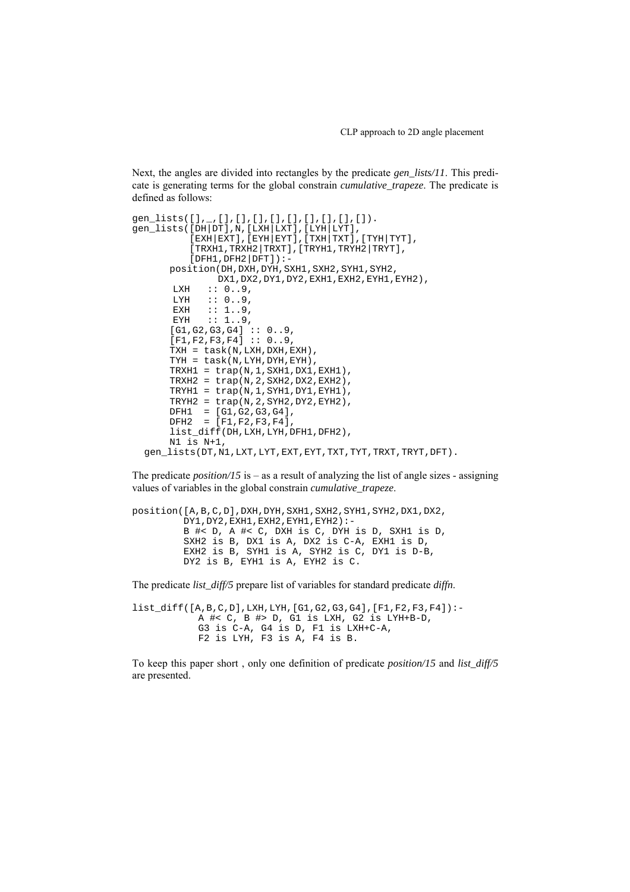Next, the angles are divided into rectangles by the predicate *gen_lists/11*. This predicate is generating terms for the global constrain *cumulative_trapeze*. The predicate is defined as follows:

```
gen_lists([],_,[],[],[],[],[],[],[],[],[]).
gen_lists([DH|DT],N,[LXH|LXT],[LYH|LYT],
          [EXH|EXT],[EYH|EYT],[TXH|TXT],[TYH|TYT],
          [TRXH1,TRXH2|TRXT],[TRYH1,TRYH2|TRYT],
          [DFH1,DFH2|DFT]):-
      position(DH,DXH,DYH,SXH1,SXH2,SYH1,SYH2,
               DX1,DX2,DY1,DY2,EXH1,EXH2,EYH1,EYH2),
       LXH   :: 0..9,
       LYH   :: 0..9,
       EXH   :: 1..9,
       EYH   :: 1..9,
      [G1,G2,G3,G4] :: 0..9,
      [F1,F2,F3,F4] :: 0..9,
      TXH = task(N,LXH,DXH,EXH),
      TYH = task(N,LYH,DYH,EYH),
      TRXH1 = trap(N,1,SXH1,DX1,EXH1),
      TRXH2 = trap(N,2,SXH2,DX2,EXH2),
      TRYH1 = trap(N,1,SYH1,DY1,EYH1),
      TRYH2 = trap(N,2,SYH2,DY2,EYH2),
      DFH1  = [G1,G2,G3,G4],
      DFH2  = [F1,F2,F3,F4],
      list_diff(DH,LXH,LYH,DFH1,DFH2),
      N1 is N+1,
  gen_lists(DT,N1,LXT,LYT,EXT,EYT,TXT,TYT,TRXT,TRYT,DFT).
```

The predicate *position/15* is – as a result of analyzing the list of angle sizes - assigning values of variables in the global constrain *cumulative_trapeze*.

```
position([A,B,C,D],DXH,DYH,SXH1,SXH2,SYH1,SYH2,DX1,DX2,
         DY1,DY2,EXH1,EXH2,EYH1,EYH2):-
         B #< D, A #< C, DXH is C, DYH is D, SXH1 is D,
         SXH2 is B, DX1 is A, DX2 is C-A, EXH1 is D,
         EXH2 is B, SYH1 is A, SYH2 is C, DY1 is D-B,
         DY2 is B, EYH1 is A, EYH2 is C.
```

The predicate *list_diff/5* prepare list of variables for standard predicate *diffn*.

```
list_diff([A,B,C,D],LXH,LYH,[G1,G2,G3,G4],[F1,F2,F3,F4]):-
           A #< C, B #> D, G1 is LXH, G2 is LYH+B-D,
           G3 is C-A, G4 is D, F1 is LXH+C-A,
           F2 is LYH, F3 is A, F4 is B.
```

To keep this paper short , only one definition of predicate *position/15* and *list_diff/5* are presented.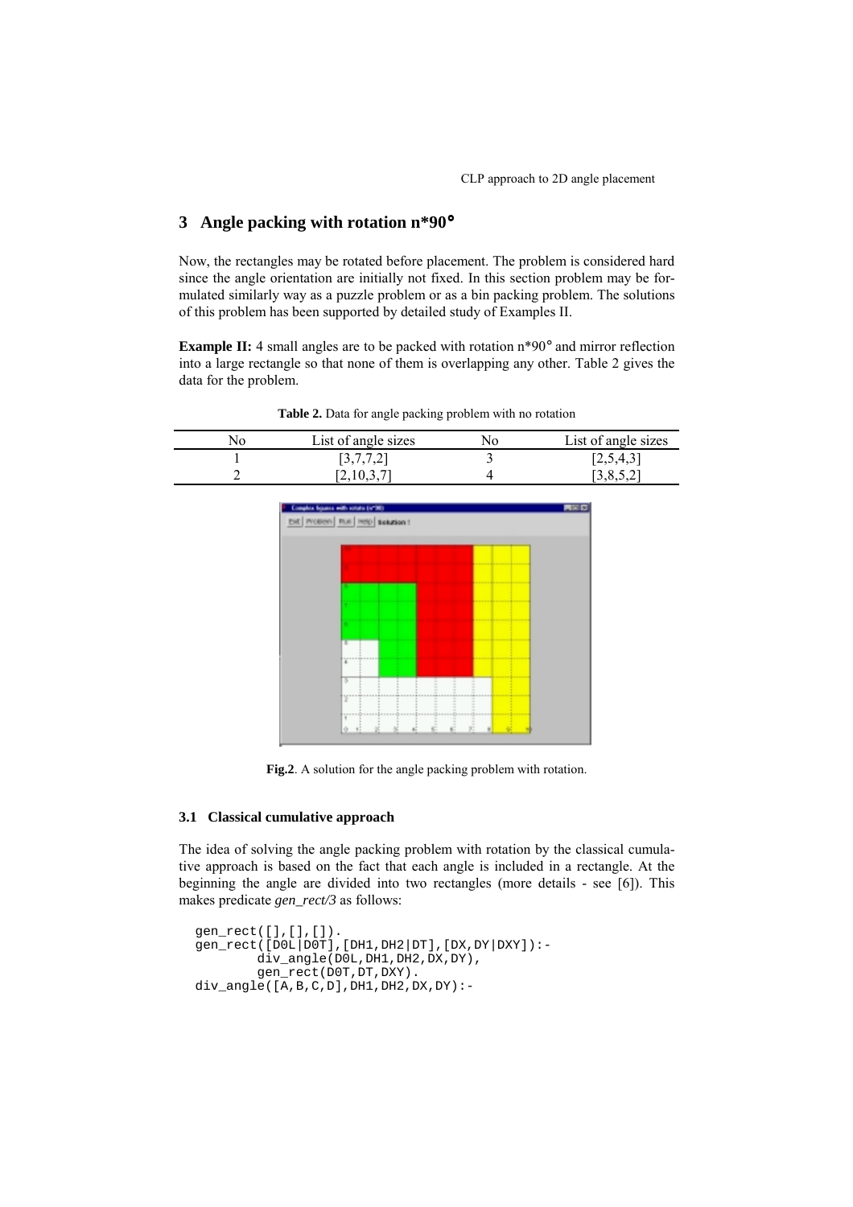## 3 Angle packing with rotation n*90°

Now, the rectangles may be rotated before placement. The problem is considered hard since the angle orientation are initially not fixed. In this section problem may be formulated similarly way as a puzzle problem or as a bin packing problem. The solutions of this problem has been supported by detailed study of Examples II.

**Example II:** 4 small angles are to be packed with rotation n*90° and mirror reflection into a large rectangle so that none of them is overlapping any other. Table 2 gives the data for the problem.

**Table 2.** Data for angle packing problem with no rotation

| No | List of angle sizes | No | List of angle sizes |
|---|---|---|---|
| 1 | [3,7,7,2] | 3 | [2,5,4,3] |
| 2 | [2,10,3,7] | 4 | [3,8,5,2] |

**Fig.2**. A solution for the angle packing problem with rotation.

### 3.1 Classical cumulative approach

The idea of solving the angle packing problem with rotation by the classical cumulative approach is based on the fact that each angle is included in a rectangle. At the beginning the angle are divided into two rectangles (more details - see [6]). This makes predicate *gen_rect/3* as follows:

```
gen_rect([],[],[]).
gen_rect([D0L|D0T],[DH1,DH2|DT],[DX,DY|DXY]):-
        div_angle(D0L,DH1,DH2,DX,DY),
        gen_rect(D0T,DT,DXY).
div_angle([A,B,C,D],DH1,DH2,DX,DY):-
```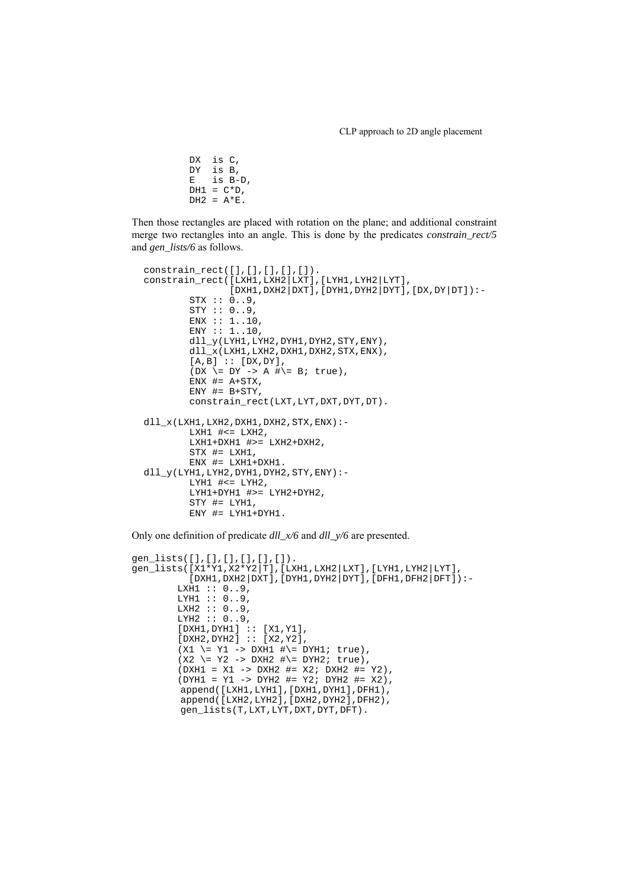```
        DX  is C,
        DY  is B,
        E   is B-D,
        DH1 = C*D,
        DH2 = A*E.
```

Then those rectangles are placed with rotation on the plane; and additional constraint merge two rectangles into an angle. This is done by the predicates *constrain_rect/5* and *gen_lists/6* as follows.

```
  constrain_rect([],[],[],[],[]).
  constrain_rect([LXH1,LXH2|LXT],[LYH1,LYH2|LYT],
             [DXH1,DXH2|DXT],[DYH1,DYH2|DYT],[DX,DY|DT]):-
        STX :: 0..9,
        STY :: 0..9,
        ENX :: 1..10,
        ENY :: 1..10,
        dll_y(LYH1,LYH2,DYH1,DYH2,STY,ENY),
        dll_x(LXH1,LXH2,DXH1,DXH2,STX,ENX),
        [A,B] :: [DX,DY],
        (DX \= DY -> A #\= B; true),
        ENX #= A+STX,
        ENY #= B+STY,
        constrain_rect(LXT,LYT,DXT,DYT,DT).

  dll_x(LXH1,LXH2,DXH1,DXH2,STX,ENX):-
        LXH1 #<= LXH2,
        LXH1+DXH1 #>= LXH2+DXH2,
        STX #= LXH1,
        ENX #= LXH1+DXH1.
  dll_y(LYH1,LYH2,DYH1,DYH2,STY,ENY):-
        LYH1 #<= LYH2,
        LYH1+DYH1 #>= LYH2+DYH2,
        STY #= LYH1,
        ENY #= LYH1+DYH1.
```

Only one definition of predicate *dll_x/6* and *dll_y/6* are presented.

```
gen_lists([],[],[],[],[],[]).
gen_lists([X1*Y1,X2*Y2|T],[LXH1,LXH2|LXT],[LYH1,LYH2|LYT],
        [DXH1,DXH2|DXT],[DYH1,DYH2|DYT],[DFH1,DFH2|DFT]):-
      LXH1 :: 0..9,
      LYH1 :: 0..9,
      LXH2 :: 0..9,
      LYH2 :: 0..9,
      [DXH1,DYH1] :: [X1,Y1],
      [DXH2,DYH2] :: [X2,Y2],
      (X1 \= Y1 -> DXH1 #\= DYH1; true),
      (X2 \= Y2 -> DXH2 #\= DYH2; true),
      (DXH1 = X1 -> DXH2 #= X2; DXH2 #= Y2),
      (DYH1 = Y1 -> DYH2 #= Y2; DYH2 #= X2),
       append([LXH1,LYH1],[DXH1,DYH1],DFH1),
       append([LXH2,LYH2],[DXH2,DYH2],DFH2),
       gen_lists(T,LXT,LYT,DXT,DYT,DFT).
```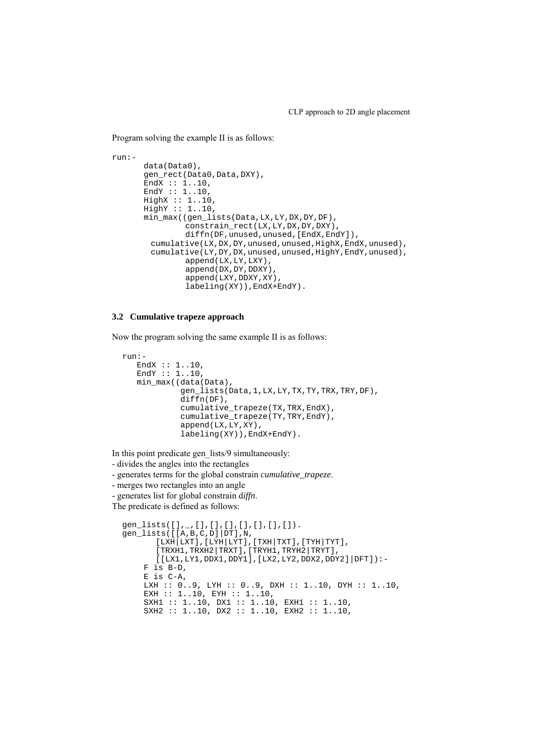Program solving the example II is as follows:

```
run:-
      data(Data0),
      gen_rect(Data0,Data,DXY),
      EndX :: 1..10,
      EndY :: 1..10,
      HighX :: 1..10,
      HighY :: 1..10,
      min_max((gen_lists(Data,LX,LY,DX,DY,DF),
             constrain_rect(LX,LY,DX,DY,DXY),
             diffn(DF,unused,unused,[EndX,EndY]),
        cumulative(LX,DX,DY,unused,unused,HighX,EndX,unused),
        cumulative(LY,DY,DX,unused,unused,HighY,EndY,unused),
             append(LX,LY,LXY),
             append(DX,DY,DDXY),
             append(LXY,DDXY,XY),
             labeling(XY)),EndX+EndY).
```

### 3.2 Cumulative trapeze approach

Now the program solving the same example II is as follows:

```
run:-
    EndX :: 1..10,
    EndY :: 1..10,
    min_max((data(Data),
           gen_lists(Data,1,LX,LY,TX,TY,TRX,TRY,DF),
           diffn(DF),
           cumulative_trapeze(TX,TRX,EndX),
           cumulative_trapeze(TY,TRY,EndY),
           append(LX,LY,XY),
           labeling(XY)),EndX+EndY).
```

In this point predicate gen_lists/9 simultaneously:
- divides the angles into the rectangles
- generates terms for the global constrain *cumulative_trapeze*.
- merges two rectangles into an angle
- generates list for global constrain d*iffn*.

The predicate is defined as follows:

```
gen_lists([],_,[],[],[],[],[],[],[]).
gen_lists([[A,B,C,D]|DT],N,
      [LXH|LXT],[LYH|LYT],[TXH|TXT],[TYH|TYT],
      [TRXH1,TRXH2|TRXT],[TRYH1,TRYH2|TRYT],
      [[LX1,LY1,DDX1,DDY1],[LX2,LY2,DDX2,DDY2]|DFT]):-
    F is B-D,
    E is C-A,
    LXH :: 0..9, LYH :: 0..9, DXH :: 1..10, DYH :: 1..10,
    EXH :: 1..10, EYH :: 1..10,
    SXH1 :: 1..10, DX1 :: 1..10, EXH1 :: 1..10,
    SXH2 :: 1..10, DX2 :: 1..10, EXH2 :: 1..10,
```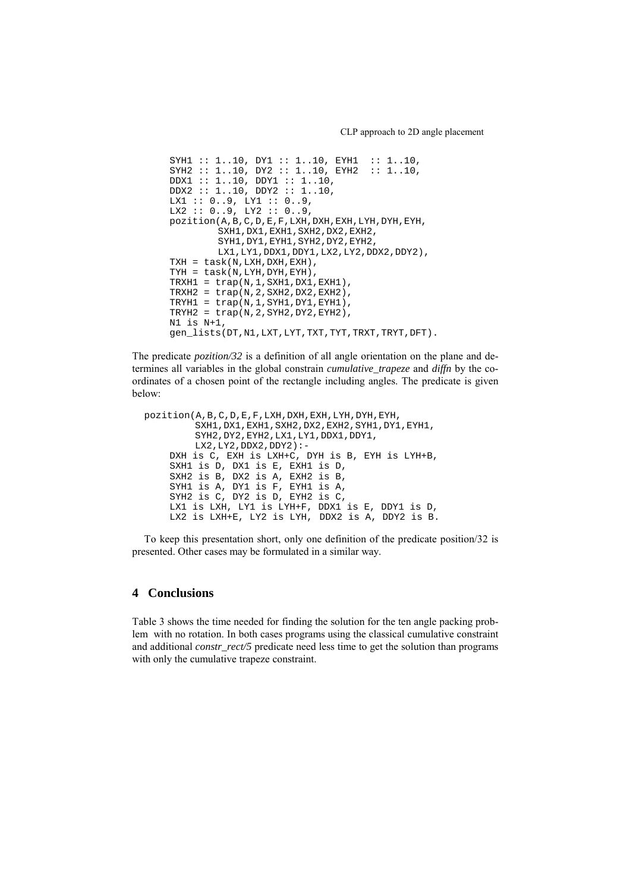```
SYH1 :: 1..10, DY1 :: 1..10, EYH1  :: 1..10,
SYH2 :: 1..10, DY2 :: 1..10, EYH2  :: 1..10,
DDX1 :: 1..10, DDY1 :: 1..10,
DDX2 :: 1..10, DDY2 :: 1..10,
LX1 :: 0..9, LY1 :: 0..9,
LX2 :: 0..9, LY2 :: 0..9,
pozition(A,B,C,D,E,F,LXH,DXH,EXH,LYH,DYH,EYH,
        SXH1,DX1,EXH1,SXH2,DX2,EXH2,
        SYH1,DY1,EYH1,SYH2,DY2,EYH2,
        LX1,LY1,DDX1,DDY1,LX2,LY2,DDX2,DDY2),
TXH = task(N,LXH,DXH,EXH),
TYH = task(N,LYH,DYH,EYH),
TRXH1 = trap(N,1,SXH1,DX1,EXH1),
TRXH2 = trap(N,2,SXH2,DX2,EXH2),
TRYH1 = trap(N,1,SYH1,DY1,EYH1),
TRYH2 = trap(N,2,SYH2,DY2,EYH2),
N1 is N+1,
gen_lists(DT,N1,LXT,LYT,TXT,TYT,TRXT,TRYT,DFT).
```

The predicate *pozition/32* is a definition of all angle orientation on the plane and determines all variables in the global constrain *cumulative_trapeze* and *diffn* by the coordinates of a chosen point of the rectangle including angles. The predicate is given below:

```
pozition(A,B,C,D,E,F,LXH,DXH,EXH,LYH,DYH,EYH,
       SXH1,DX1,EXH1,SXH2,DX2,EXH2,SYH1,DY1,EYH1,
       SYH2,DY2,EYH2,LX1,LY1,DDX1,DDY1,
       LX2,LY2,DDX2,DDY2):-
    DXH is C, EXH is LXH+C, DYH is B, EYH is LYH+B,
    SXH1 is D, DX1 is E, EXH1 is D,
    SXH2 is B, DX2 is A, EXH2 is B,
    SYH1 is A, DY1 is F, EYH1 is A,
    SYH2 is C, DY2 is D, EYH2 is C,
    LX1 is LXH, LY1 is LYH+F, DDX1 is E, DDY1 is D,
    LX2 is LXH+E, LY2 is LYH, DDX2 is A, DDY2 is B.
```

To keep this presentation short, only one definition of the predicate position/32 is presented. Other cases may be formulated in a similar way.

## 4 Conclusions

Table 3 shows the time needed for finding the solution for the ten angle packing problem with no rotation. In both cases programs using the classical cumulative constraint and additional *constr_rect/5* predicate need less time to get the solution than programs with only the cumulative trapeze constraint.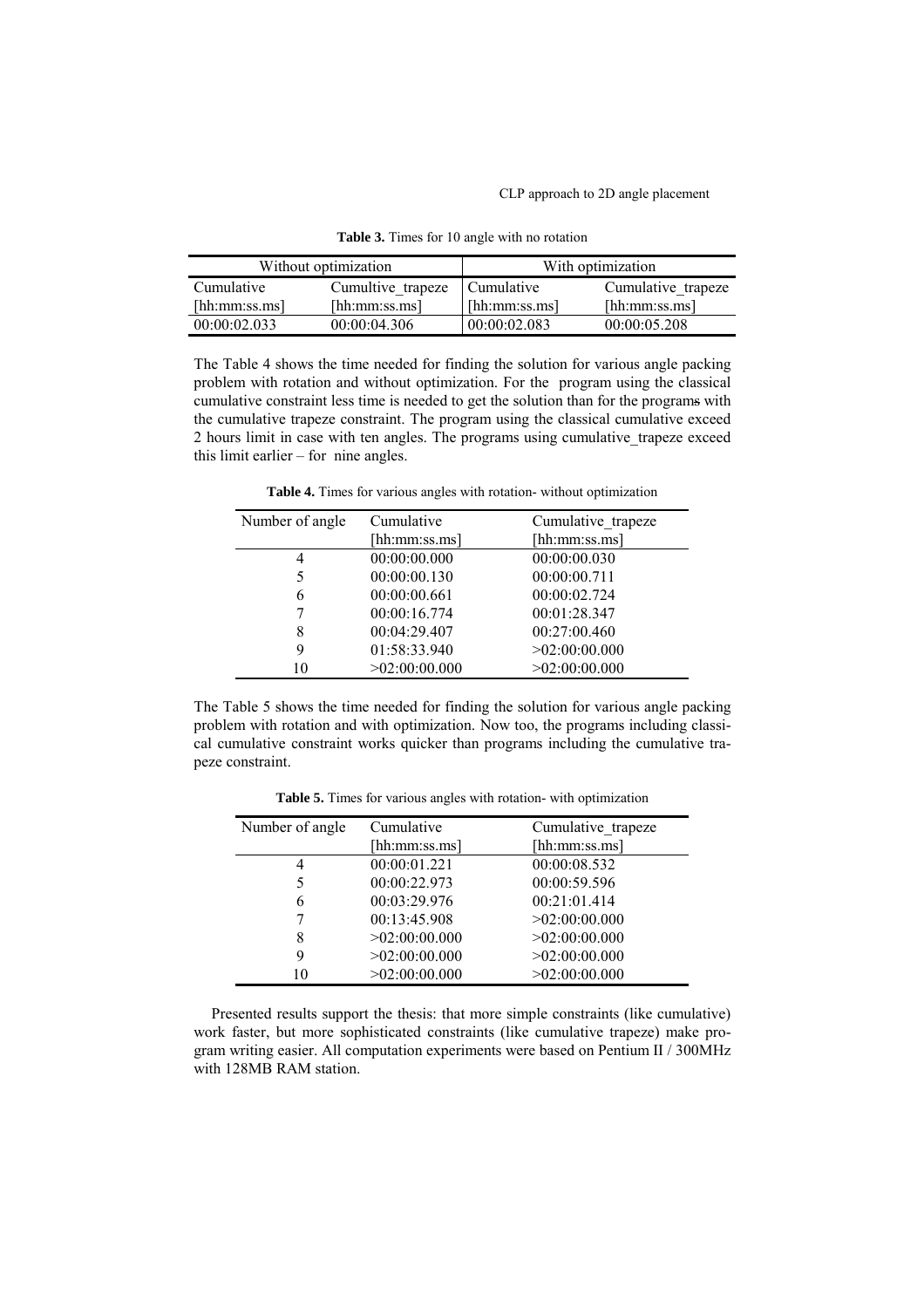**Table 3.** Times for 10 angle with no rotation

| Without optimization | | With optimization | |
|---|---|---|---|
| Cumulative [hh:mm:ss.ms] | Cumultive_trapeze [hh:mm:ss.ms] | Cumulative [hh:mm:ss.ms] | Cumulative_trapeze [hh:mm:ss.ms] |
| 00:00:02.033 | 00:00:04.306 | 00:00:02.083 | 00:00:05.208 |

The Table 4 shows the time needed for finding the solution for various angle packing problem with rotation and without optimization. For the program using the classical cumulative constraint less time is needed to get the solution than for the programs with the cumulative trapeze constraint. The program using the classical cumulative exceed 2 hours limit in case with ten angles. The programs using cumulative_trapeze exceed this limit earlier – for nine angles.

**Table 4.** Times for various angles with rotation- without optimization

| Number of angle | Cumulative [hh:mm:ss.ms] | Cumulative_trapeze [hh:mm:ss.ms] |
|---|---|---|
| 4 | 00:00:00.000 | 00:00:00.030 |
| 5 | 00:00:00.130 | 00:00:00.711 |
| 6 | 00:00:00.661 | 00:00:02.724 |
| 7 | 00:00:16.774 | 00:01:28.347 |
| 8 | 00:04:29.407 | 00:27:00.460 |
| 9 | 01:58:33.940 | >02:00:00.000 |
| 10 | >02:00:00.000 | >02:00:00.000 |

The Table 5 shows the time needed for finding the solution for various angle packing problem with rotation and with optimization. Now too, the programs including classical cumulative constraint works quicker than programs including the cumulative trapeze constraint.

**Table 5.** Times for various angles with rotation- with optimization

| Number of angle | Cumulative [hh:mm:ss.ms] | Cumulative_trapeze [hh:mm:ss.ms] |
|---|---|---|
| 4 | 00:00:01.221 | 00:00:08.532 |
| 5 | 00:00:22.973 | 00:00:59.596 |
| 6 | 00:03:29.976 | 00:21:01.414 |
| 7 | 00:13:45.908 | >02:00:00.000 |
| 8 | >02:00:00.000 | >02:00:00.000 |
| 9 | >02:00:00.000 | >02:00:00.000 |
| 10 | >02:00:00.000 | >02:00:00.000 |

Presented results support the thesis: that more simple constraints (like cumulative) work faster, but more sophisticated constraints (like cumulative trapeze) make program writing easier. All computation experiments were based on Pentium II / 300MHz with 128MB RAM station.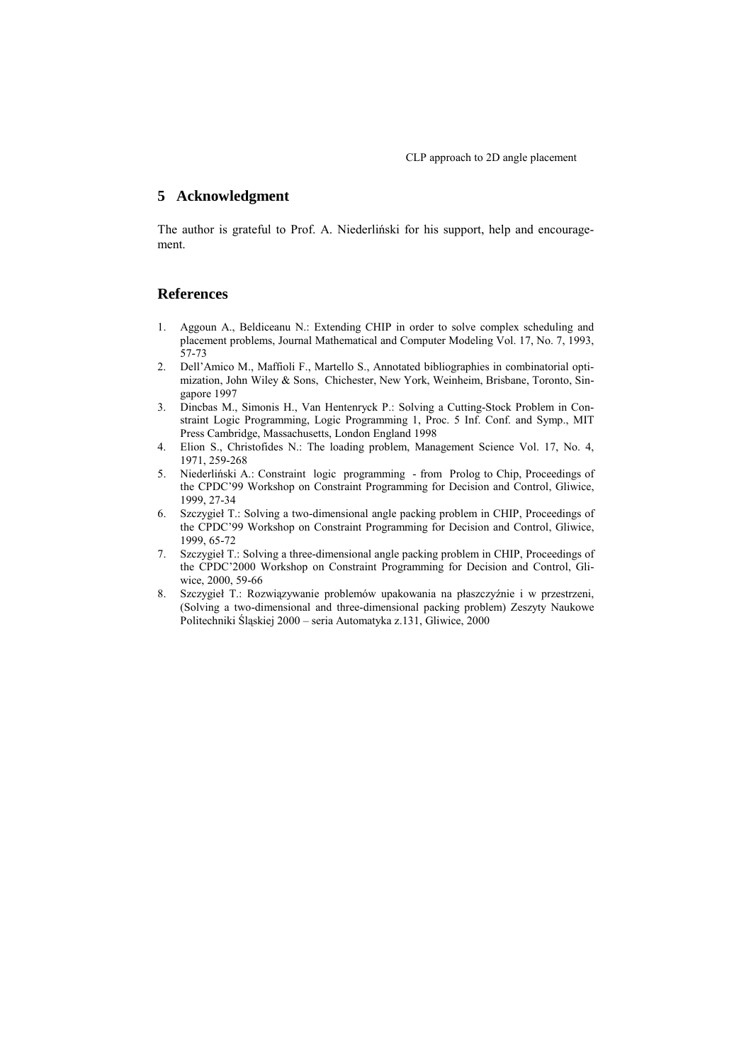## 5 Acknowledgment

The author is grateful to Prof. A. Niederliński for his support, help and encouragement.

## References

1. Aggoun A., Beldiceanu N.: Extending CHIP in order to solve complex scheduling and placement problems, Journal Mathematical and Computer Modeling Vol. 17, No. 7, 1993, 57-73
2. Dell'Amico M., Maffioli F., Martello S., Annotated bibliographies in combinatorial optimization, John Wiley & Sons, Chichester, New York, Weinheim, Brisbane, Toronto, Singapore 1997
3. Dincbas M., Simonis H., Van Hentenryck P.: Solving a Cutting-Stock Problem in Constraint Logic Programming, Logic Programming 1, Proc. 5 Inf. Conf. and Symp., MIT Press Cambridge, Massachusetts, London England 1998
4. Elion S., Christofides N.: The loading problem, Management Science Vol. 17, No. 4, 1971, 259-268
5. Niederliński A.: Constraint logic programming - from Prolog to Chip, Proceedings of the CPDC'99 Workshop on Constraint Programming for Decision and Control, Gliwice, 1999, 27-34
6. Szczygieł T.: Solving a two-dimensional angle packing problem in CHIP, Proceedings of the CPDC'99 Workshop on Constraint Programming for Decision and Control, Gliwice, 1999, 65-72
7. Szczygieł T.: Solving a three-dimensional angle packing problem in CHIP, Proceedings of the CPDC'2000 Workshop on Constraint Programming for Decision and Control, Gliwice, 2000, 59-66
8. Szczygieł T.: Rozwiązywanie problemów upakowania na płaszczyźnie i w przestrzeni, (Solving a two-dimensional and three-dimensional packing problem) Zeszyty Naukowe Politechniki Śląskiej 2000 – seria Automatyka z.131, Gliwice, 2000